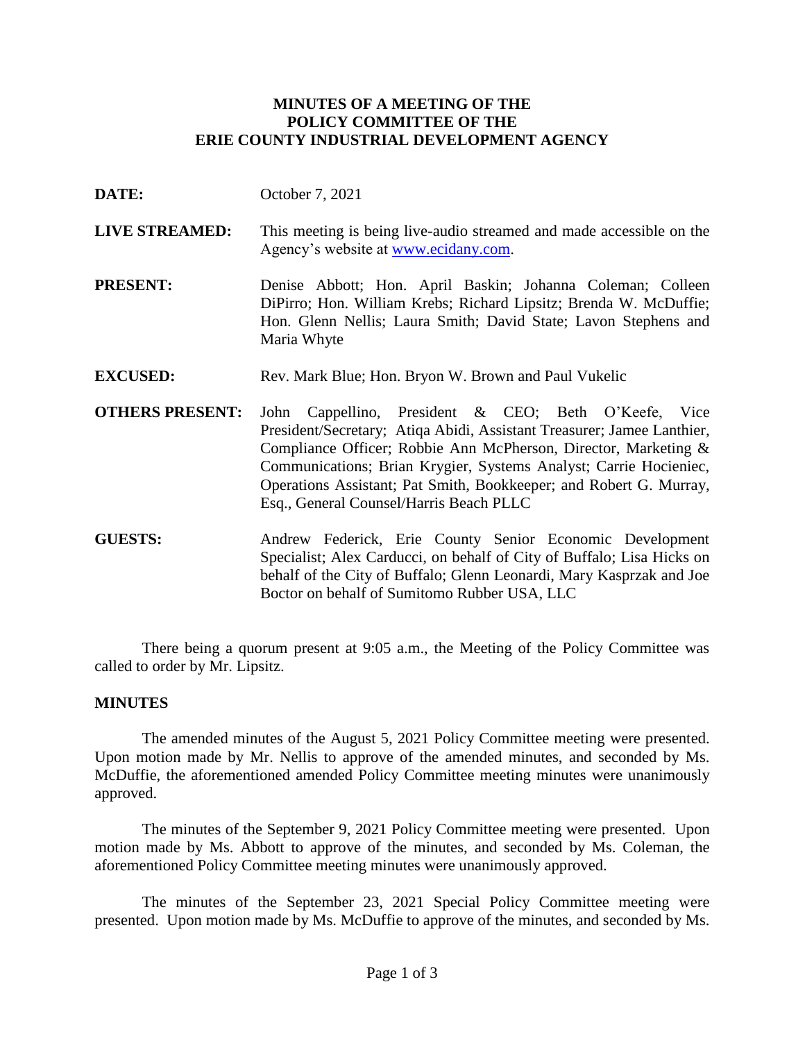**MINUTES OF A MEETING OF THE**
**POLICY COMMITTEE OF THE**
**ERIE COUNTY INDUSTRIAL DEVELOPMENT AGENCY**

**DATE:** October 7, 2021

**LIVE STREAMED:** This meeting is being live-audio streamed and made accessible on the Agency's website at www.ecidany.com.

**PRESENT:** Denise Abbott; Hon. April Baskin; Johanna Coleman; Colleen DiPirro; Hon. William Krebs; Richard Lipsitz; Brenda W. McDuffie; Hon. Glenn Nellis; Laura Smith; David State; Lavon Stephens and Maria Whyte

**EXCUSED:** Rev. Mark Blue; Hon. Bryon W. Brown and Paul Vukelic

**OTHERS PRESENT:** John Cappellino, President & CEO; Beth O'Keefe, Vice President/Secretary; Atiqa Abidi, Assistant Treasurer; Jamee Lanthier, Compliance Officer; Robbie Ann McPherson, Director, Marketing & Communications; Brian Krygier, Systems Analyst; Carrie Hocieniec, Operations Assistant; Pat Smith, Bookkeeper; and Robert G. Murray, Esq., General Counsel/Harris Beach PLLC

**GUESTS:** Andrew Federick, Erie County Senior Economic Development Specialist; Alex Carducci, on behalf of City of Buffalo; Lisa Hicks on behalf of the City of Buffalo; Glenn Leonardi, Mary Kasprzak and Joe Boctor on behalf of Sumitomo Rubber USA, LLC

There being a quorum present at 9:05 a.m., the Meeting of the Policy Committee was called to order by Mr. Lipsitz.

**MINUTES**

The amended minutes of the August 5, 2021 Policy Committee meeting were presented. Upon motion made by Mr. Nellis to approve of the amended minutes, and seconded by Ms. McDuffie, the aforementioned amended Policy Committee meeting minutes were unanimously approved.

The minutes of the September 9, 2021 Policy Committee meeting were presented. Upon motion made by Ms. Abbott to approve of the minutes, and seconded by Ms. Coleman, the aforementioned Policy Committee meeting minutes were unanimously approved.

The minutes of the September 23, 2021 Special Policy Committee meeting were presented. Upon motion made by Ms. McDuffie to approve of the minutes, and seconded by Ms.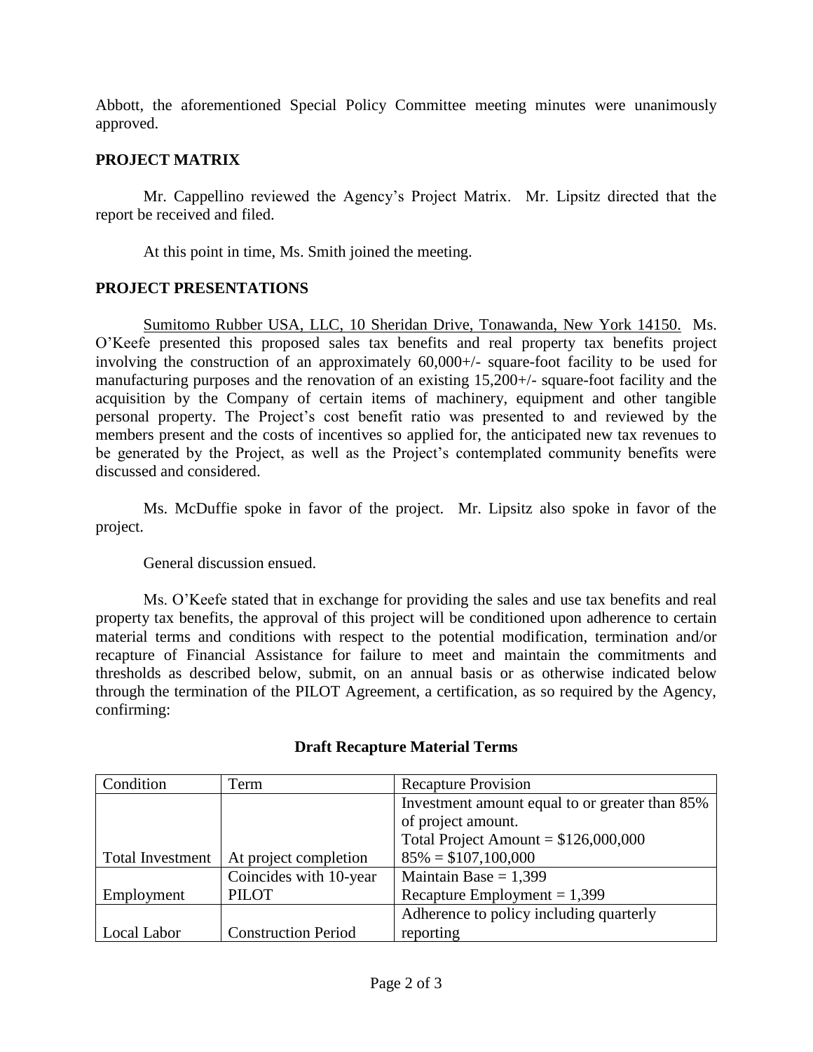Abbott, the aforementioned Special Policy Committee meeting minutes were unanimously approved.

## PROJECT MATRIX

Mr. Cappellino reviewed the Agency's Project Matrix. Mr. Lipsitz directed that the report be received and filed.

At this point in time, Ms. Smith joined the meeting.

## PROJECT PRESENTATIONS

Sumitomo Rubber USA, LLC, 10 Sheridan Drive, Tonawanda, New York 14150. Ms. O'Keefe presented this proposed sales tax benefits and real property tax benefits project involving the construction of an approximately 60,000+/- square-foot facility to be used for manufacturing purposes and the renovation of an existing 15,200+/- square-foot facility and the acquisition by the Company of certain items of machinery, equipment and other tangible personal property. The Project's cost benefit ratio was presented to and reviewed by the members present and the costs of incentives so applied for, the anticipated new tax revenues to be generated by the Project, as well as the Project's contemplated community benefits were discussed and considered.

Ms. McDuffie spoke in favor of the project. Mr. Lipsitz also spoke in favor of the project.

General discussion ensued.

Ms. O'Keefe stated that in exchange for providing the sales and use tax benefits and real property tax benefits, the approval of this project will be conditioned upon adherence to certain material terms and conditions with respect to the potential modification, termination and/or recapture of Financial Assistance for failure to meet and maintain the commitments and thresholds as described below, submit, on an annual basis or as otherwise indicated below through the termination of the PILOT Agreement, a certification, as so required by the Agency, confirming:

**Draft Recapture Material Terms**

| Condition | Term | Recapture Provision |
|---|---|---|
| Total Investment | At project completion | Investment amount equal to or greater than 85% of project amount.<br>Total Project Amount = $126,000,000<br>85% = $107,100,000 |
| Employment | Coincides with 10-year PILOT | Maintain Base = 1,399<br>Recapture Employment = 1,399 |
| Local Labor | Construction Period | Adherence to policy including quarterly reporting |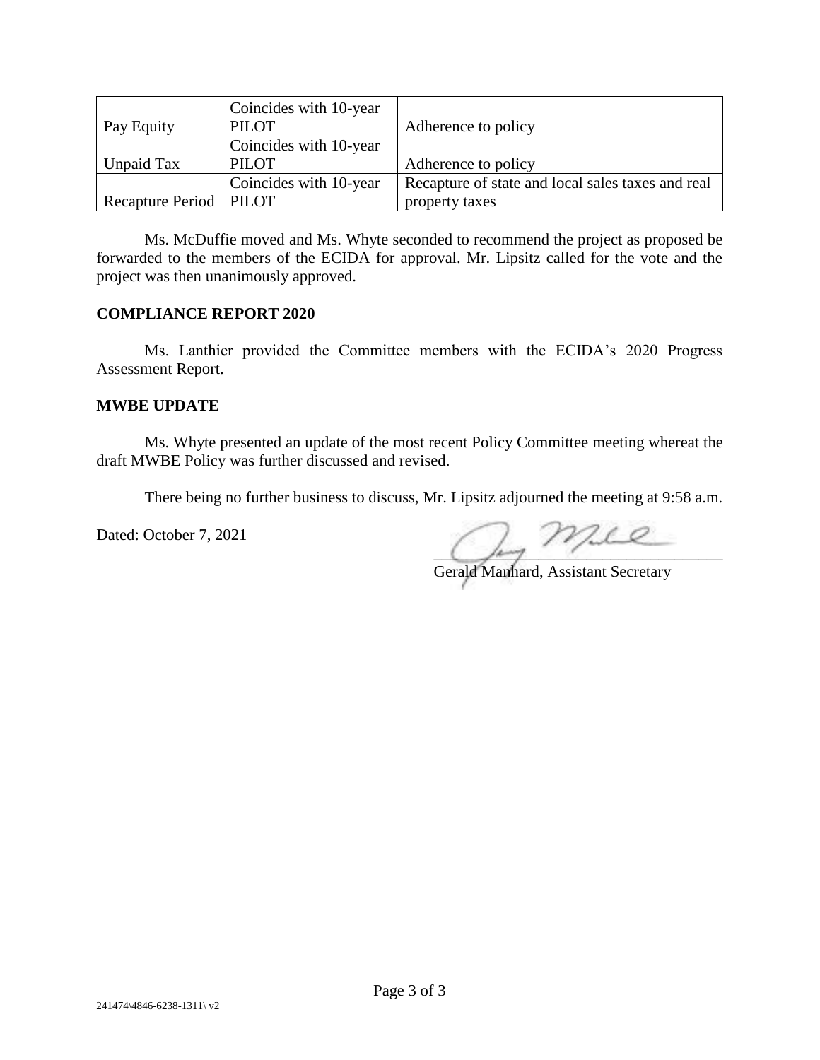| | | |
|---|---|---|
| Pay Equity | Coincides with 10-year PILOT | Adherence to policy |
| Unpaid Tax | Coincides with 10-year PILOT | Adherence to policy |
| Recapture Period | Coincides with 10-year PILOT | Recapture of state and local sales taxes and real property taxes |

Ms. McDuffie moved and Ms. Whyte seconded to recommend the project as proposed be forwarded to the members of the ECIDA for approval. Mr. Lipsitz called for the vote and the project was then unanimously approved.

**COMPLIANCE REPORT 2020**

Ms. Lanthier provided the Committee members with the ECIDA's 2020 Progress Assessment Report.

**MWBE UPDATE**

Ms. Whyte presented an update of the most recent Policy Committee meeting whereat the draft MWBE Policy was further discussed and revised.

There being no further business to discuss, Mr. Lipsitz adjourned the meeting at 9:58 a.m.

Dated: October 7, 2021

Gerald Manhard, Assistant Secretary

241474\4846-6238-1311\ v2